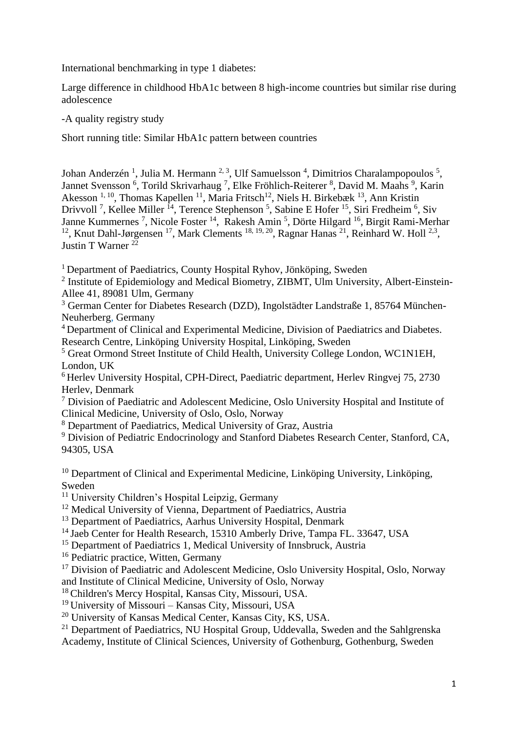International benchmarking in type 1 diabetes:

Large difference in childhood HbA1c between 8 high-income countries but similar rise during adolescence

-A quality registry study

Short running title: Similar HbA1c pattern between countries

Johan Anderzén [1], Julia M. Hermann [2, 3], Ulf Samuelsson [4], Dimitrios Charalampopoulos [5], Jannet Svensson [6], Torild Skrivarhaug [7], Elke Fröhlich-Reiterer [8], David M. Maahs [9], Karin Akesson [1, 10], Thomas Kapellen [11], Maria Fritsch[12], Niels H. Birkebæk [13], Ann Kristin Drivvoll [7], Kellee Miller [14], Terence Stephenson [5], Sabine E Hofer [15], Siri Fredheim [6], Siv Janne Kummernes [7], Nicole Foster [14], Rakesh Amin [5], Dörte Hilgard [16], Birgit Rami-Merhar [12], Knut Dahl-Jørgensen [17], Mark Clements [18, 19, 20], Ragnar Hanas [21], Reinhard W. Holl [2,3], Justin T Warner [22]

[1] Department of Paediatrics, County Hospital Ryhov, Jönköping, Sweden
[2] Institute of Epidemiology and Medical Biometry, ZIBMT, Ulm University, Albert-Einstein-Allee 41, 89081 Ulm, Germany
[3] German Center for Diabetes Research (DZD), Ingolstädter Landstraße 1, 85764 München-Neuherberg, Germany
[4] Department of Clinical and Experimental Medicine, Division of Paediatrics and Diabetes. Research Centre, Linköping University Hospital, Linköping, Sweden
[5] Great Ormond Street Institute of Child Health, University College London, WC1N1EH, London, UK
[6] Herlev University Hospital, CPH-Direct, Paediatric department, Herlev Ringvej 75, 2730 Herlev, Denmark
[7] Division of Paediatric and Adolescent Medicine, Oslo University Hospital and Institute of Clinical Medicine, University of Oslo, Oslo, Norway
[8] Department of Paediatrics, Medical University of Graz, Austria
[9] Division of Pediatric Endocrinology and Stanford Diabetes Research Center, Stanford, CA, 94305, USA

[10] Department of Clinical and Experimental Medicine, Linköping University, Linköping, Sweden
[11] University Children's Hospital Leipzig, Germany
[12] Medical University of Vienna, Department of Paediatrics, Austria
[13] Department of Paediatrics, Aarhus University Hospital, Denmark
[14] Jaeb Center for Health Research, 15310 Amberly Drive, Tampa FL. 33647, USA
[15] Department of Paediatrics 1, Medical University of Innsbruck, Austria
[16] Pediatric practice, Witten, Germany
[17] Division of Paediatric and Adolescent Medicine, Oslo University Hospital, Oslo, Norway and Institute of Clinical Medicine, University of Oslo, Norway
[18] Children's Mercy Hospital, Kansas City, Missouri, USA.
[19] University of Missouri – Kansas City, Missouri, USA
[20] University of Kansas Medical Center, Kansas City, KS, USA.
[21] Department of Paediatrics, NU Hospital Group, Uddevalla, Sweden and the Sahlgrenska Academy, Institute of Clinical Sciences, University of Gothenburg, Gothenburg, Sweden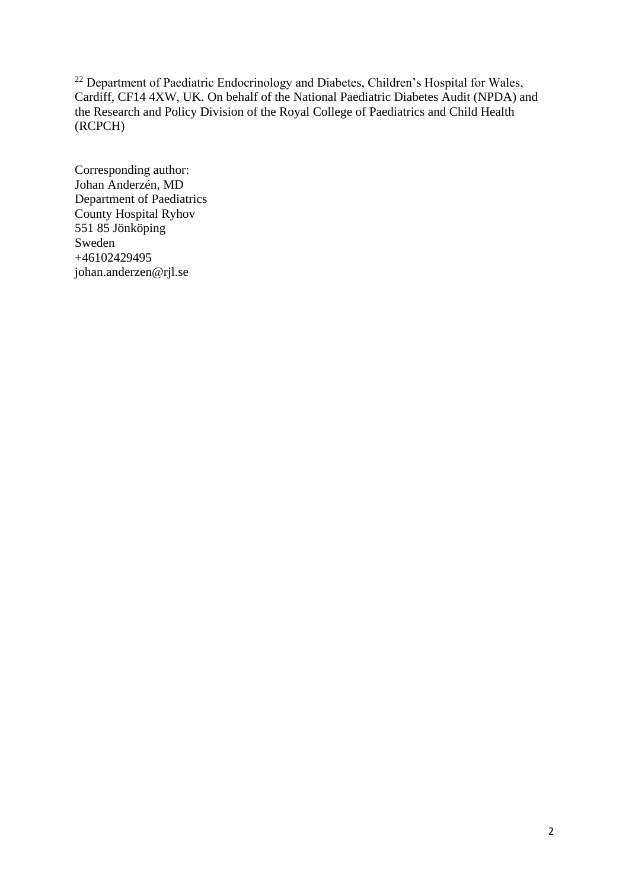[22] Department of Paediatric Endocrinology and Diabetes, Children's Hospital for Wales, Cardiff, CF14 4XW, UK. On behalf of the National Paediatric Diabetes Audit (NPDA) and the Research and Policy Division of the Royal College of Paediatrics and Child Health (RCPCH)

Corresponding author:
Johan Anderzén, MD
Department of Paediatrics
County Hospital Ryhov
551 85 Jönköping
Sweden
+46102429495
johan.anderzen@rjl.se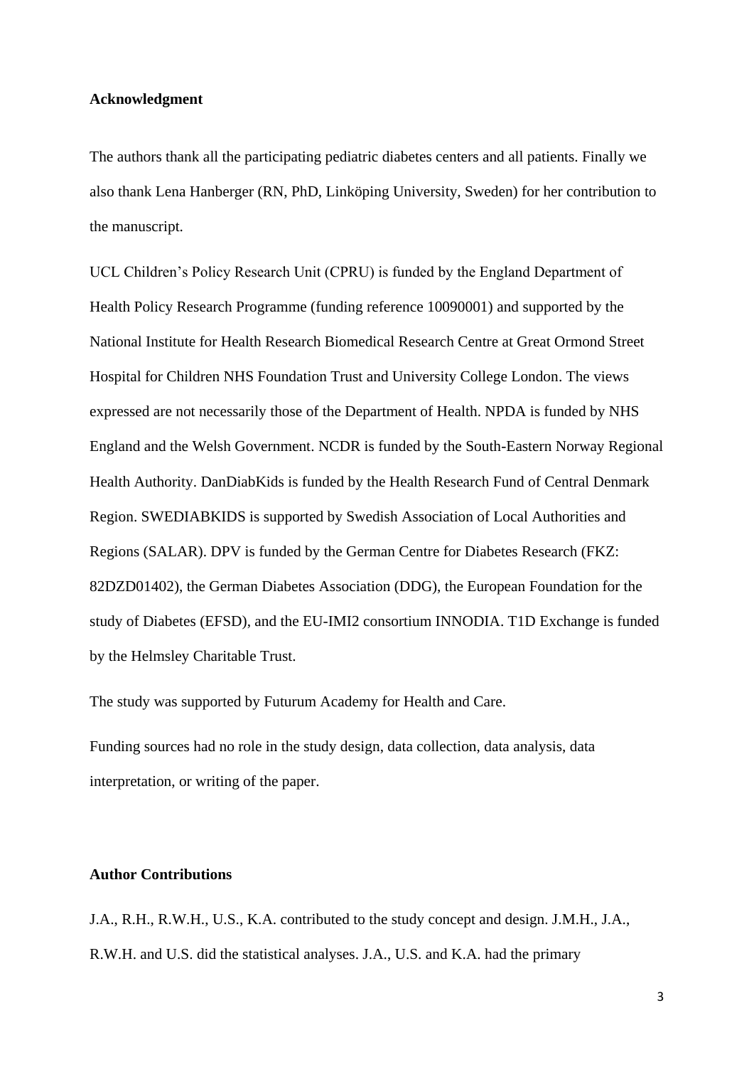**Acknowledgment**

The authors thank all the participating pediatric diabetes centers and all patients. Finally we also thank Lena Hanberger (RN, PhD, Linköping University, Sweden) for her contribution to the manuscript.

UCL Children's Policy Research Unit (CPRU) is funded by the England Department of Health Policy Research Programme (funding reference 10090001) and supported by the National Institute for Health Research Biomedical Research Centre at Great Ormond Street Hospital for Children NHS Foundation Trust and University College London. The views expressed are not necessarily those of the Department of Health. NPDA is funded by NHS England and the Welsh Government. NCDR is funded by the South-Eastern Norway Regional Health Authority. DanDiabKids is funded by the Health Research Fund of Central Denmark Region. SWEDIABKIDS is supported by Swedish Association of Local Authorities and Regions (SALAR). DPV is funded by the German Centre for Diabetes Research (FKZ: 82DZD01402), the German Diabetes Association (DDG), the European Foundation for the study of Diabetes (EFSD), and the EU-IMI2 consortium INNODIA. T1D Exchange is funded by the Helmsley Charitable Trust.

The study was supported by Futurum Academy for Health and Care.

Funding sources had no role in the study design, data collection, data analysis, data interpretation, or writing of the paper.

**Author Contributions**

J.A., R.H., R.W.H., U.S., K.A. contributed to the study concept and design. J.M.H., J.A., R.W.H. and U.S. did the statistical analyses. J.A., U.S. and K.A. had the primary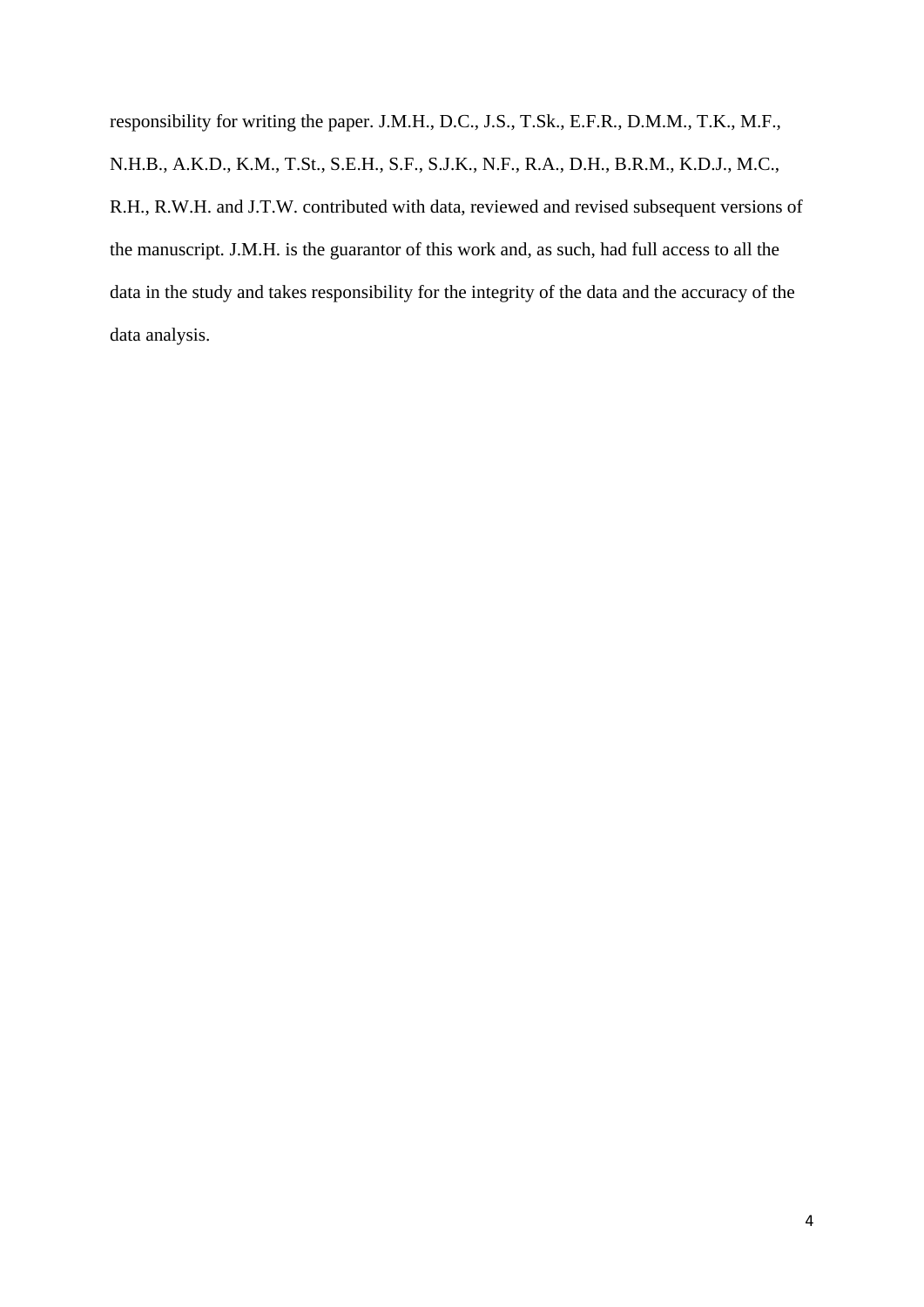responsibility for writing the paper. J.M.H., D.C., J.S., T.Sk., E.F.R., D.M.M., T.K., M.F., N.H.B., A.K.D., K.M., T.St., S.E.H., S.F., S.J.K., N.F., R.A., D.H., B.R.M., K.D.J., M.C., R.H., R.W.H. and J.T.W. contributed with data, reviewed and revised subsequent versions of the manuscript. J.M.H. is the guarantor of this work and, as such, had full access to all the data in the study and takes responsibility for the integrity of the data and the accuracy of the data analysis.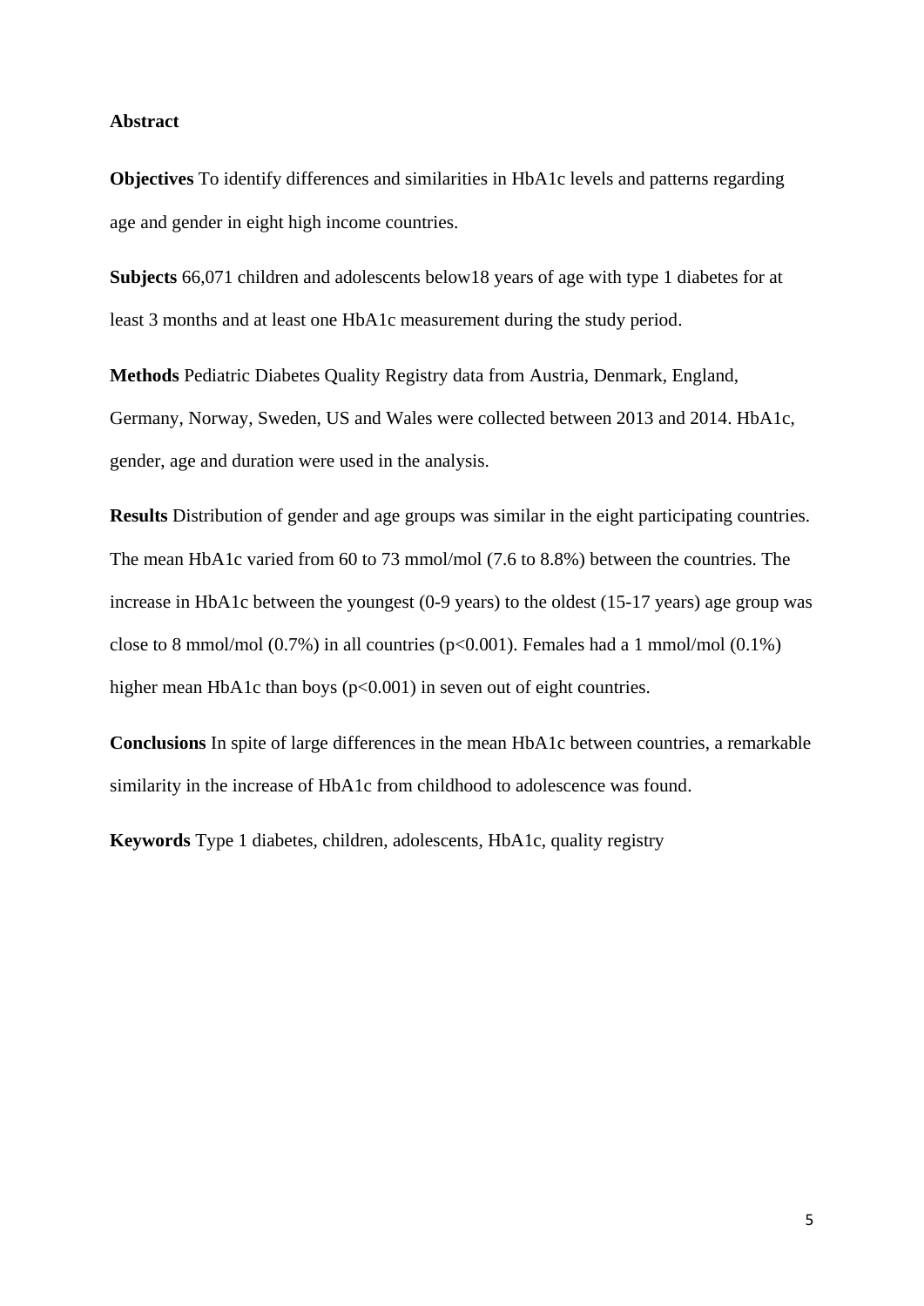## Abstract

**Objectives** To identify differences and similarities in HbA1c levels and patterns regarding age and gender in eight high income countries.

**Subjects** 66,071 children and adolescents below18 years of age with type 1 diabetes for at least 3 months and at least one HbA1c measurement during the study period.

**Methods** Pediatric Diabetes Quality Registry data from Austria, Denmark, England, Germany, Norway, Sweden, US and Wales were collected between 2013 and 2014. HbA1c, gender, age and duration were used in the analysis.

**Results** Distribution of gender and age groups was similar in the eight participating countries. The mean HbA1c varied from 60 to 73 mmol/mol (7.6 to 8.8%) between the countries. The increase in HbA1c between the youngest (0-9 years) to the oldest (15-17 years) age group was close to 8 mmol/mol (0.7%) in all countries ($p<0.001$). Females had a 1 mmol/mol (0.1%) higher mean HbA1c than boys ($p<0.001$) in seven out of eight countries.

**Conclusions** In spite of large differences in the mean HbA1c between countries, a remarkable similarity in the increase of HbA1c from childhood to adolescence was found.

**Keywords** Type 1 diabetes, children, adolescents, HbA1c, quality registry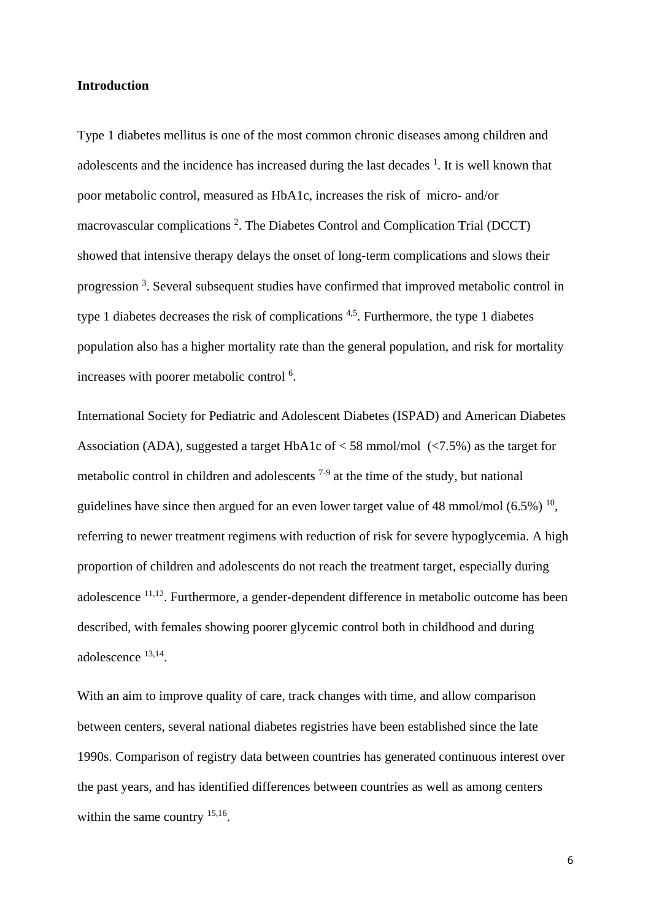**Introduction**

Type 1 diabetes mellitus is one of the most common chronic diseases among children and adolescents and the incidence has increased during the last decades [1]. It is well known that poor metabolic control, measured as HbA1c, increases the risk of micro- and/or macrovascular complications [2]. The Diabetes Control and Complication Trial (DCCT) showed that intensive therapy delays the onset of long-term complications and slows their progression [3]. Several subsequent studies have confirmed that improved metabolic control in type 1 diabetes decreases the risk of complications [4,5]. Furthermore, the type 1 diabetes population also has a higher mortality rate than the general population, and risk for mortality increases with poorer metabolic control [6].

International Society for Pediatric and Adolescent Diabetes (ISPAD) and American Diabetes Association (ADA), suggested a target HbA1c of < 58 mmol/mol (<7.5%) as the target for metabolic control in children and adolescents [7-9] at the time of the study, but national guidelines have since then argued for an even lower target value of 48 mmol/mol (6.5%) [10], referring to newer treatment regimens with reduction of risk for severe hypoglycemia. A high proportion of children and adolescents do not reach the treatment target, especially during adolescence [11,12]. Furthermore, a gender-dependent difference in metabolic outcome has been described, with females showing poorer glycemic control both in childhood and during adolescence [13,14].

With an aim to improve quality of care, track changes with time, and allow comparison between centers, several national diabetes registries have been established since the late 1990s. Comparison of registry data between countries has generated continuous interest over the past years, and has identified differences between countries as well as among centers within the same country [15,16].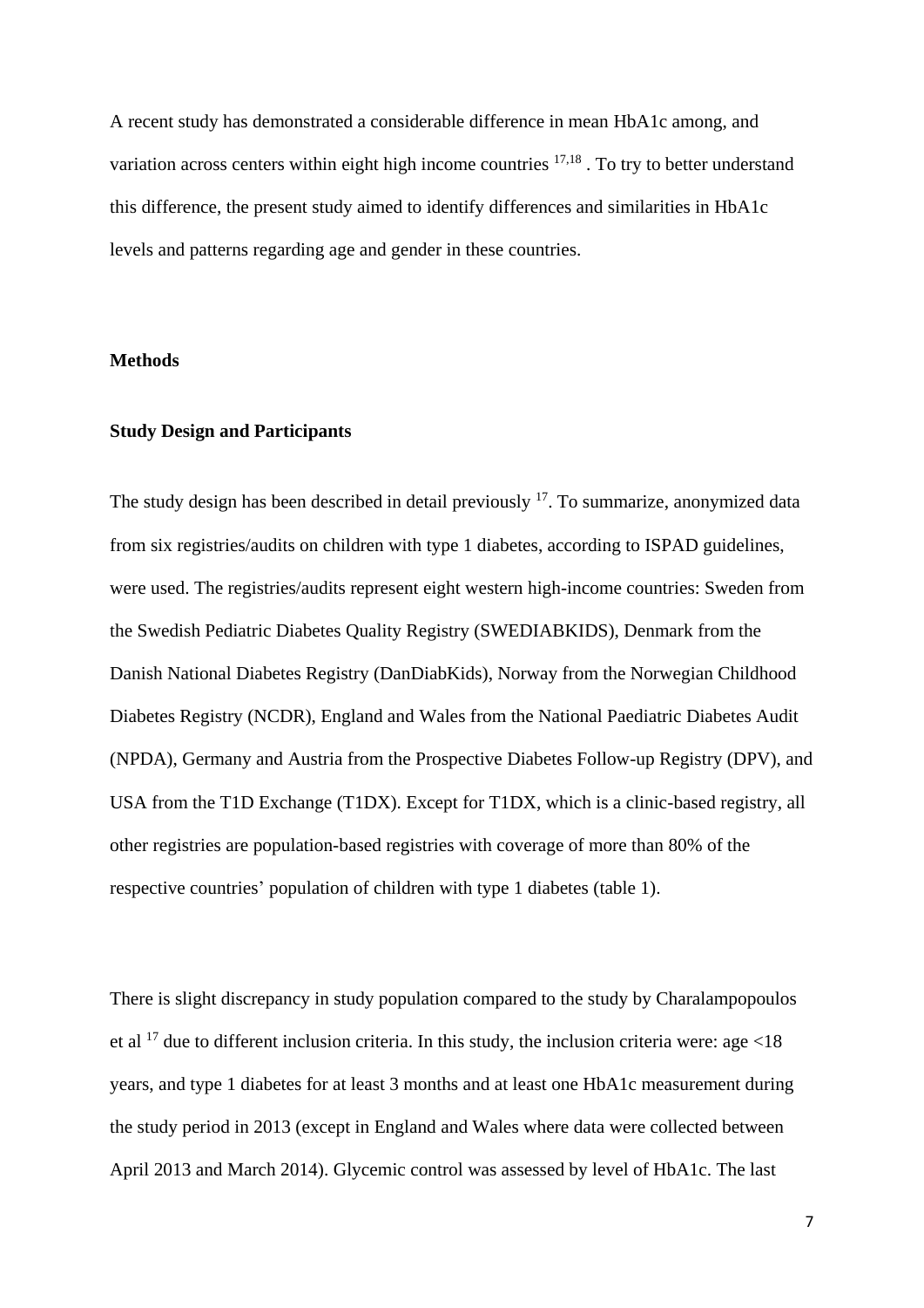A recent study has demonstrated a considerable difference in mean HbA1c among, and variation across centers within eight high income countries [17,18] . To try to better understand this difference, the present study aimed to identify differences and similarities in HbA1c levels and patterns regarding age and gender in these countries.

## Methods

### Study Design and Participants

The study design has been described in detail previously [17]. To summarize, anonymized data from six registries/audits on children with type 1 diabetes, according to ISPAD guidelines, were used. The registries/audits represent eight western high-income countries: Sweden from the Swedish Pediatric Diabetes Quality Registry (SWEDIABKIDS), Denmark from the Danish National Diabetes Registry (DanDiabKids), Norway from the Norwegian Childhood Diabetes Registry (NCDR), England and Wales from the National Paediatric Diabetes Audit (NPDA), Germany and Austria from the Prospective Diabetes Follow-up Registry (DPV), and USA from the T1D Exchange (T1DX). Except for T1DX, which is a clinic-based registry, all other registries are population-based registries with coverage of more than 80% of the respective countries' population of children with type 1 diabetes (table 1).

There is slight discrepancy in study population compared to the study by Charalampopoulos et al [17] due to different inclusion criteria. In this study, the inclusion criteria were: age <18 years, and type 1 diabetes for at least 3 months and at least one HbA1c measurement during the study period in 2013 (except in England and Wales where data were collected between April 2013 and March 2014). Glycemic control was assessed by level of HbA1c. The last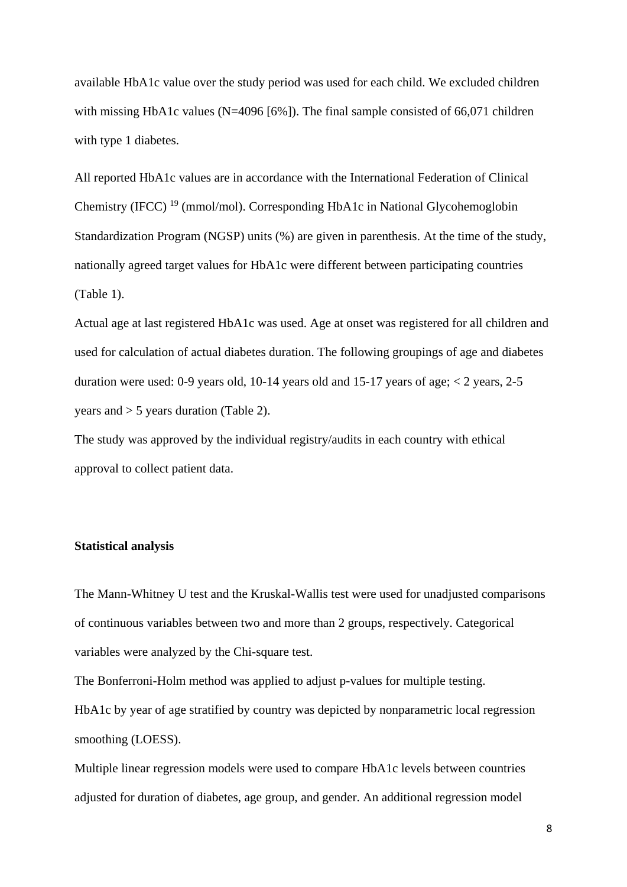available HbA1c value over the study period was used for each child. We excluded children with missing HbA1c values (N=4096 [6%]). The final sample consisted of 66,071 children with type 1 diabetes.

All reported HbA1c values are in accordance with the International Federation of Clinical Chemistry (IFCC) [19] (mmol/mol). Corresponding HbA1c in National Glycohemoglobin Standardization Program (NGSP) units (%) are given in parenthesis. At the time of the study, nationally agreed target values for HbA1c were different between participating countries (Table 1).

Actual age at last registered HbA1c was used. Age at onset was registered for all children and used for calculation of actual diabetes duration. The following groupings of age and diabetes duration were used: 0-9 years old, 10-14 years old and 15-17 years of age; < 2 years, 2-5 years and > 5 years duration (Table 2).

The study was approved by the individual registry/audits in each country with ethical approval to collect patient data.

**Statistical analysis**

The Mann-Whitney U test and the Kruskal-Wallis test were used for unadjusted comparisons of continuous variables between two and more than 2 groups, respectively. Categorical variables were analyzed by the Chi-square test.

The Bonferroni-Holm method was applied to adjust p-values for multiple testing.

HbA1c by year of age stratified by country was depicted by nonparametric local regression smoothing (LOESS).

Multiple linear regression models were used to compare HbA1c levels between countries adjusted for duration of diabetes, age group, and gender. An additional regression model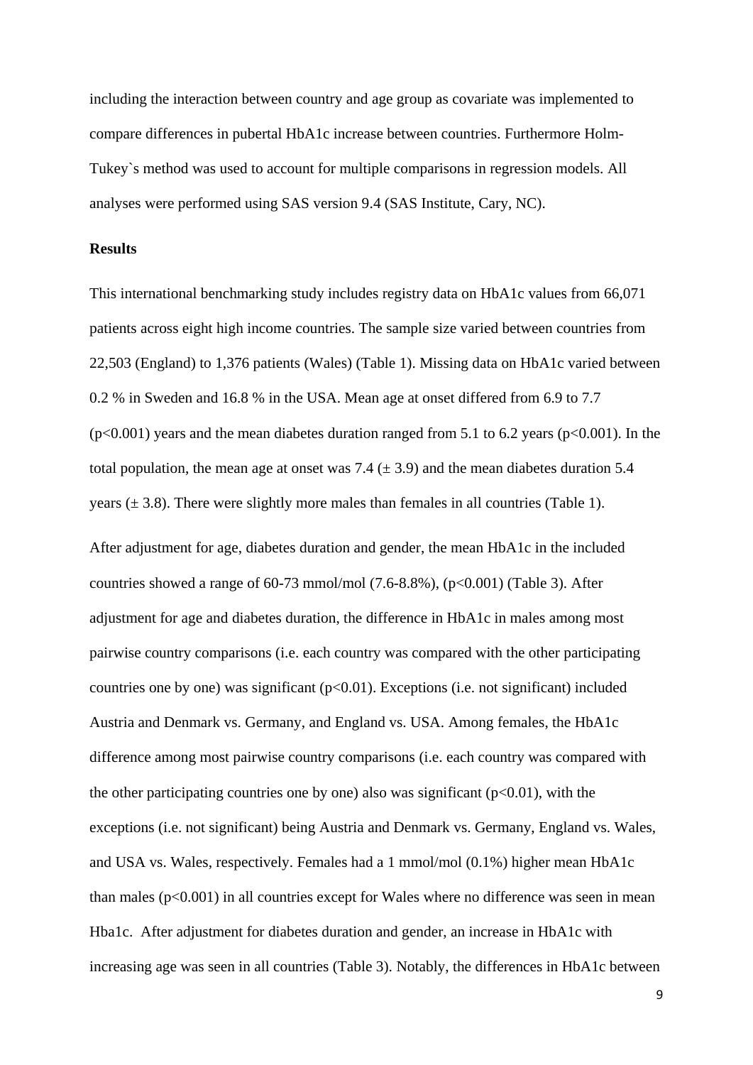including the interaction between country and age group as covariate was implemented to compare differences in pubertal HbA1c increase between countries. Furthermore Holm-Tukey`s method was used to account for multiple comparisons in regression models. All analyses were performed using SAS version 9.4 (SAS Institute, Cary, NC).

## Results

This international benchmarking study includes registry data on HbA1c values from 66,071 patients across eight high income countries. The sample size varied between countries from 22,503 (England) to 1,376 patients (Wales) (Table 1). Missing data on HbA1c varied between 0.2 % in Sweden and 16.8 % in the USA. Mean age at onset differed from 6.9 to 7.7 ($p<0.001$) years and the mean diabetes duration ranged from 5.1 to 6.2 years ($p<0.001$). In the total population, the mean age at onset was 7.4 ($\pm$ 3.9) and the mean diabetes duration 5.4 years ($\pm$ 3.8). There were slightly more males than females in all countries (Table 1).

After adjustment for age, diabetes duration and gender, the mean HbA1c in the included countries showed a range of 60-73 mmol/mol (7.6-8.8%), ($p<0.001$) (Table 3). After adjustment for age and diabetes duration, the difference in HbA1c in males among most pairwise country comparisons (i.e. each country was compared with the other participating countries one by one) was significant ($p<0.01$). Exceptions (i.e. not significant) included Austria and Denmark vs. Germany, and England vs. USA. Among females, the HbA1c difference among most pairwise country comparisons (i.e. each country was compared with the other participating countries one by one) also was significant ($p<0.01$), with the exceptions (i.e. not significant) being Austria and Denmark vs. Germany, England vs. Wales, and USA vs. Wales, respectively. Females had a 1 mmol/mol (0.1%) higher mean HbA1c than males ($p<0.001$) in all countries except for Wales where no difference was seen in mean Hba1c. After adjustment for diabetes duration and gender, an increase in HbA1c with increasing age was seen in all countries (Table 3). Notably, the differences in HbA1c between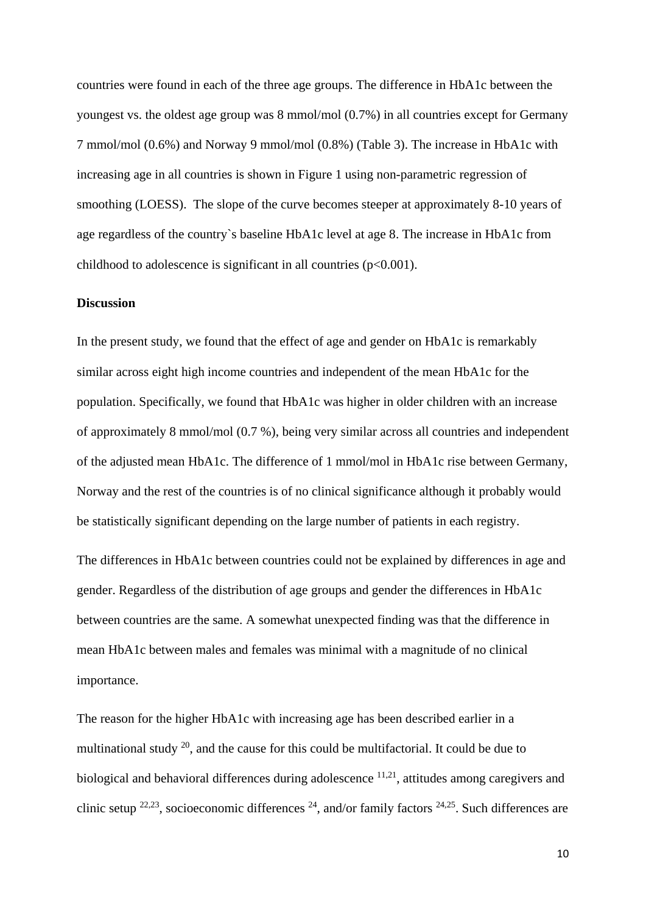countries were found in each of the three age groups. The difference in HbA1c between the youngest vs. the oldest age group was 8 mmol/mol (0.7%) in all countries except for Germany 7 mmol/mol (0.6%) and Norway 9 mmol/mol (0.8%) (Table 3). The increase in HbA1c with increasing age in all countries is shown in Figure 1 using non-parametric regression of smoothing (LOESS). The slope of the curve becomes steeper at approximately 8-10 years of age regardless of the country`s baseline HbA1c level at age 8. The increase in HbA1c from childhood to adolescence is significant in all countries ($p<0.001$).

**Discussion**

In the present study, we found that the effect of age and gender on HbA1c is remarkably similar across eight high income countries and independent of the mean HbA1c for the population. Specifically, we found that HbA1c was higher in older children with an increase of approximately 8 mmol/mol (0.7 %), being very similar across all countries and independent of the adjusted mean HbA1c. The difference of 1 mmol/mol in HbA1c rise between Germany, Norway and the rest of the countries is of no clinical significance although it probably would be statistically significant depending on the large number of patients in each registry.

The differences in HbA1c between countries could not be explained by differences in age and gender. Regardless of the distribution of age groups and gender the differences in HbA1c between countries are the same. A somewhat unexpected finding was that the difference in mean HbA1c between males and females was minimal with a magnitude of no clinical importance.

The reason for the higher HbA1c with increasing age has been described earlier in a multinational study [20], and the cause for this could be multifactorial. It could be due to biological and behavioral differences during adolescence [11,21], attitudes among caregivers and clinic setup [22,23], socioeconomic differences [24], and/or family factors [24,25]. Such differences are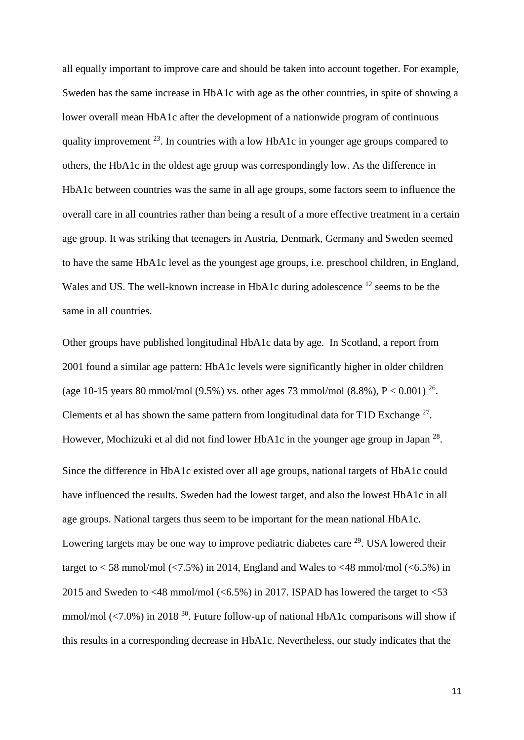all equally important to improve care and should be taken into account together. For example, Sweden has the same increase in HbA1c with age as the other countries, in spite of showing a lower overall mean HbA1c after the development of a nationwide program of continuous quality improvement [23]. In countries with a low HbA1c in younger age groups compared to others, the HbA1c in the oldest age group was correspondingly low. As the difference in HbA1c between countries was the same in all age groups, some factors seem to influence the overall care in all countries rather than being a result of a more effective treatment in a certain age group. It was striking that teenagers in Austria, Denmark, Germany and Sweden seemed to have the same HbA1c level as the youngest age groups, i.e. preschool children, in England, Wales and US. The well-known increase in HbA1c during adolescence [12] seems to be the same in all countries.

Other groups have published longitudinal HbA1c data by age. In Scotland, a report from 2001 found a similar age pattern: HbA1c levels were significantly higher in older children (age 10-15 years 80 mmol/mol (9.5%) vs. other ages 73 mmol/mol (8.8%), $P < 0.001$) [26]. Clements et al has shown the same pattern from longitudinal data for T1D Exchange [27]. However, Mochizuki et al did not find lower HbA1c in the younger age group in Japan [28].

Since the difference in HbA1c existed over all age groups, national targets of HbA1c could have influenced the results. Sweden had the lowest target, and also the lowest HbA1c in all age groups. National targets thus seem to be important for the mean national HbA1c. Lowering targets may be one way to improve pediatric diabetes care [29]. USA lowered their target to < 58 mmol/mol (<7.5%) in 2014, England and Wales to <48 mmol/mol (<6.5%) in 2015 and Sweden to <48 mmol/mol (<6.5%) in 2017. ISPAD has lowered the target to <53 mmol/mol (<7.0%) in 2018 [30]. Future follow-up of national HbA1c comparisons will show if this results in a corresponding decrease in HbA1c. Nevertheless, our study indicates that the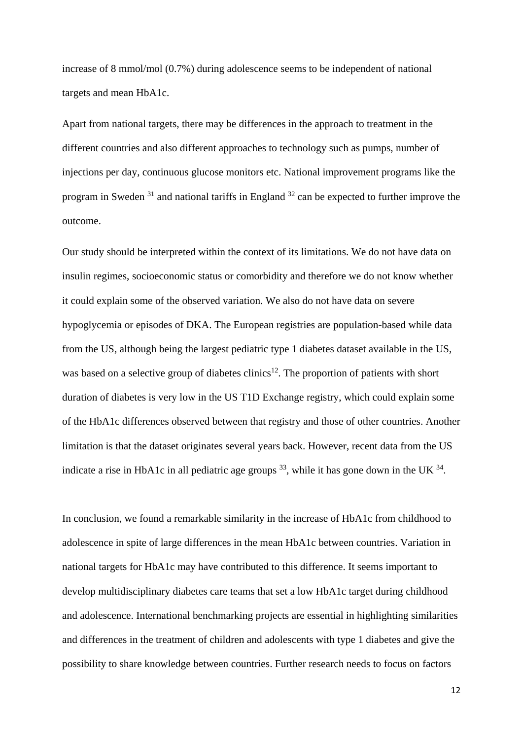increase of 8 mmol/mol (0.7%) during adolescence seems to be independent of national targets and mean HbA1c.

Apart from national targets, there may be differences in the approach to treatment in the different countries and also different approaches to technology such as pumps, number of injections per day, continuous glucose monitors etc. National improvement programs like the program in Sweden [31] and national tariffs in England [32] can be expected to further improve the outcome.

Our study should be interpreted within the context of its limitations. We do not have data on insulin regimes, socioeconomic status or comorbidity and therefore we do not know whether it could explain some of the observed variation. We also do not have data on severe hypoglycemia or episodes of DKA. The European registries are population-based while data from the US, although being the largest pediatric type 1 diabetes dataset available in the US, was based on a selective group of diabetes clinics[12]. The proportion of patients with short duration of diabetes is very low in the US T1D Exchange registry, which could explain some of the HbA1c differences observed between that registry and those of other countries. Another limitation is that the dataset originates several years back. However, recent data from the US indicate a rise in HbA1c in all pediatric age groups [33], while it has gone down in the UK [34].

In conclusion, we found a remarkable similarity in the increase of HbA1c from childhood to adolescence in spite of large differences in the mean HbA1c between countries. Variation in national targets for HbA1c may have contributed to this difference. It seems important to develop multidisciplinary diabetes care teams that set a low HbA1c target during childhood and adolescence. International benchmarking projects are essential in highlighting similarities and differences in the treatment of children and adolescents with type 1 diabetes and give the possibility to share knowledge between countries. Further research needs to focus on factors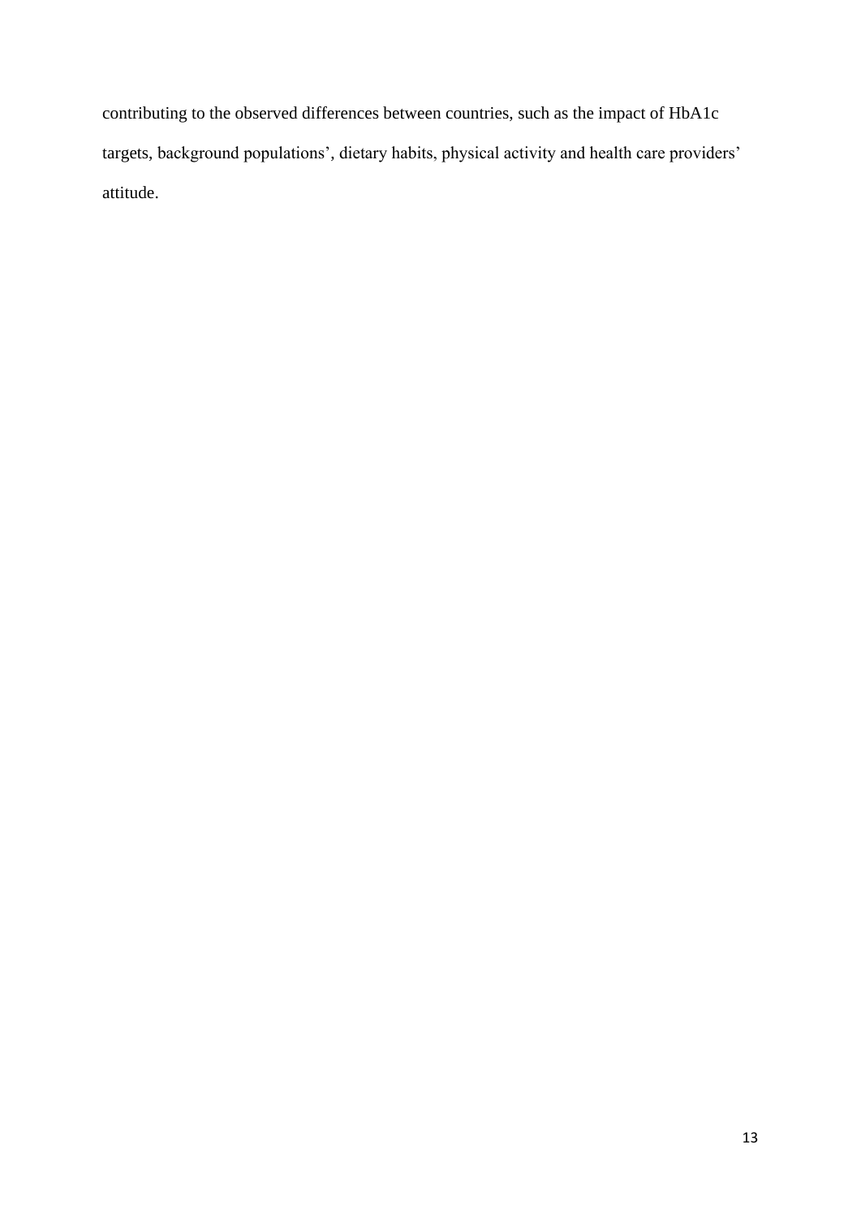contributing to the observed differences between countries, such as the impact of HbA1c targets, background populations', dietary habits, physical activity and health care providers' attitude.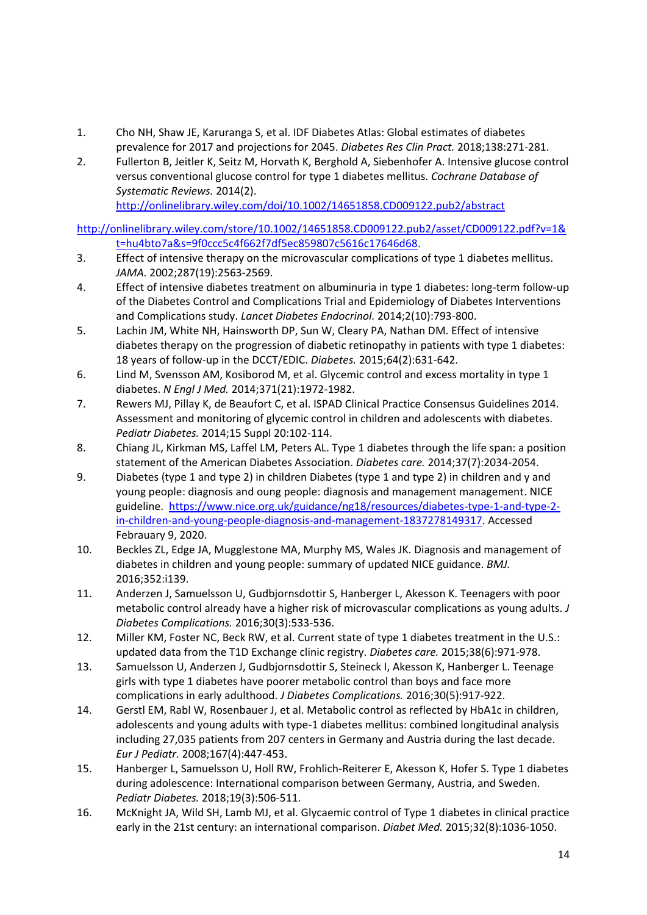1. Cho NH, Shaw JE, Karuranga S, et al. IDF Diabetes Atlas: Global estimates of diabetes prevalence for 2017 and projections for 2045. *Diabetes Res Clin Pract.* 2018;138:271-281.
2. Fullerton B, Jeitler K, Seitz M, Horvath K, Berghold A, Siebenhofer A. Intensive glucose control versus conventional glucose control for type 1 diabetes mellitus. *Cochrane Database of Systematic Reviews.* 2014(2). http://onlinelibrary.wiley.com/doi/10.1002/14651858.CD009122.pub2/abstract

http://onlinelibrary.wiley.com/store/10.1002/14651858.CD009122.pub2/asset/CD009122.pdf?v=1&t=hu4bto7a&s=9f0ccc5c4f662f7df5ec859807c5616c17646d68.

3. Effect of intensive therapy on the microvascular complications of type 1 diabetes mellitus. *JAMA.* 2002;287(19):2563-2569.
4. Effect of intensive diabetes treatment on albuminuria in type 1 diabetes: long-term follow-up of the Diabetes Control and Complications Trial and Epidemiology of Diabetes Interventions and Complications study. *Lancet Diabetes Endocrinol.* 2014;2(10):793-800.
5. Lachin JM, White NH, Hainsworth DP, Sun W, Cleary PA, Nathan DM. Effect of intensive diabetes therapy on the progression of diabetic retinopathy in patients with type 1 diabetes: 18 years of follow-up in the DCCT/EDIC. *Diabetes.* 2015;64(2):631-642.
6. Lind M, Svensson AM, Kosiborod M, et al. Glycemic control and excess mortality in type 1 diabetes. *N Engl J Med.* 2014;371(21):1972-1982.
7. Rewers MJ, Pillay K, de Beaufort C, et al. ISPAD Clinical Practice Consensus Guidelines 2014. Assessment and monitoring of glycemic control in children and adolescents with diabetes. *Pediatr Diabetes.* 2014;15 Suppl 20:102-114.
8. Chiang JL, Kirkman MS, Laffel LM, Peters AL. Type 1 diabetes through the life span: a position statement of the American Diabetes Association. *Diabetes care.* 2014;37(7):2034-2054.
9. Diabetes (type 1 and type 2) in children Diabetes (type 1 and type 2) in children and y and young people: diagnosis and oung people: diagnosis and management management. NICE guideline. https://www.nice.org.uk/guidance/ng18/resources/diabetes-type-1-and-type-2-in-children-and-young-people-diagnosis-and-management-1837278149317. Accessed Febrauary 9, 2020.
10. Beckles ZL, Edge JA, Mugglestone MA, Murphy MS, Wales JK. Diagnosis and management of diabetes in children and young people: summary of updated NICE guidance. *BMJ.* 2016;352:i139.
11. Anderzen J, Samuelsson U, Gudbjornsdottir S, Hanberger L, Akesson K. Teenagers with poor metabolic control already have a higher risk of microvascular complications as young adults. *J Diabetes Complications.* 2016;30(3):533-536.
12. Miller KM, Foster NC, Beck RW, et al. Current state of type 1 diabetes treatment in the U.S.: updated data from the T1D Exchange clinic registry. *Diabetes care.* 2015;38(6):971-978.
13. Samuelsson U, Anderzen J, Gudbjornsdottir S, Steineck I, Akesson K, Hanberger L. Teenage girls with type 1 diabetes have poorer metabolic control than boys and face more complications in early adulthood. *J Diabetes Complications.* 2016;30(5):917-922.
14. Gerstl EM, Rabl W, Rosenbauer J, et al. Metabolic control as reflected by HbA1c in children, adolescents and young adults with type-1 diabetes mellitus: combined longitudinal analysis including 27,035 patients from 207 centers in Germany and Austria during the last decade. *Eur J Pediatr.* 2008;167(4):447-453.
15. Hanberger L, Samuelsson U, Holl RW, Frohlich-Reiterer E, Akesson K, Hofer S. Type 1 diabetes during adolescence: International comparison between Germany, Austria, and Sweden. *Pediatr Diabetes.* 2018;19(3):506-511.
16. McKnight JA, Wild SH, Lamb MJ, et al. Glycaemic control of Type 1 diabetes in clinical practice early in the 21st century: an international comparison. *Diabet Med.* 2015;32(8):1036-1050.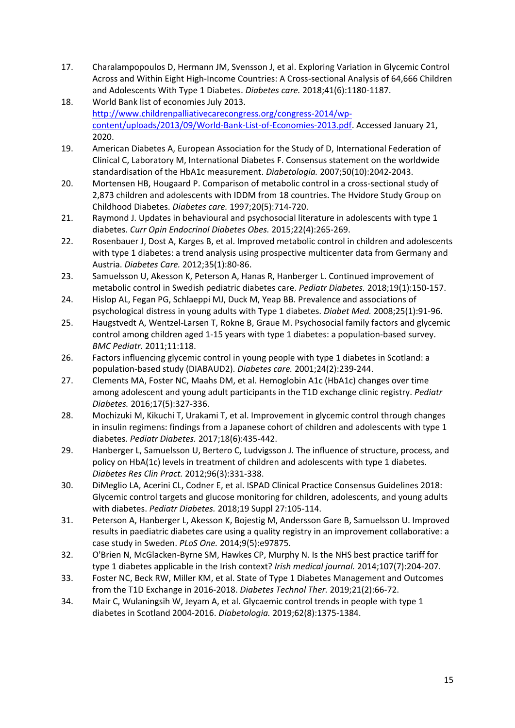17. Charalampopoulos D, Hermann JM, Svensson J, et al. Exploring Variation in Glycemic Control Across and Within Eight High-Income Countries: A Cross-sectional Analysis of 64,666 Children and Adolescents With Type 1 Diabetes. *Diabetes care.* 2018;41(6):1180-1187.
18. World Bank list of economies July 2013. [http://www.childrenpalliativecarecongress.org/congress-2014/wp-content/uploads/2013/09/World-Bank-List-of-Economies-2013.pdf](http://www.childrenpalliativecarecongress.org/congress-2014/wp-content/uploads/2013/09/World-Bank-List-of-Economies-2013.pdf). Accessed January 21, 2020.
19. American Diabetes A, European Association for the Study of D, International Federation of Clinical C, Laboratory M, International Diabetes F. Consensus statement on the worldwide standardisation of the HbA1c measurement. *Diabetologia.* 2007;50(10):2042-2043.
20. Mortensen HB, Hougaard P. Comparison of metabolic control in a cross-sectional study of 2,873 children and adolescents with IDDM from 18 countries. The Hvidore Study Group on Childhood Diabetes. *Diabetes care.* 1997;20(5):714-720.
21. Raymond J. Updates in behavioural and psychosocial literature in adolescents with type 1 diabetes. *Curr Opin Endocrinol Diabetes Obes.* 2015;22(4):265-269.
22. Rosenbauer J, Dost A, Karges B, et al. Improved metabolic control in children and adolescents with type 1 diabetes: a trend analysis using prospective multicenter data from Germany and Austria. *Diabetes Care.* 2012;35(1):80-86.
23. Samuelsson U, Akesson K, Peterson A, Hanas R, Hanberger L. Continued improvement of metabolic control in Swedish pediatric diabetes care. *Pediatr Diabetes.* 2018;19(1):150-157.
24. Hislop AL, Fegan PG, Schlaeppi MJ, Duck M, Yeap BB. Prevalence and associations of psychological distress in young adults with Type 1 diabetes. *Diabet Med.* 2008;25(1):91-96.
25. Haugstvedt A, Wentzel-Larsen T, Rokne B, Graue M. Psychosocial family factors and glycemic control among children aged 1-15 years with type 1 diabetes: a population-based survey. *BMC Pediatr.* 2011;11:118.
26. Factors influencing glycemic control in young people with type 1 diabetes in Scotland: a population-based study (DIABAUD2). *Diabetes care.* 2001;24(2):239-244.
27. Clements MA, Foster NC, Maahs DM, et al. Hemoglobin A1c (HbA1c) changes over time among adolescent and young adult participants in the T1D exchange clinic registry. *Pediatr Diabetes.* 2016;17(5):327-336.
28. Mochizuki M, Kikuchi T, Urakami T, et al. Improvement in glycemic control through changes in insulin regimens: findings from a Japanese cohort of children and adolescents with type 1 diabetes. *Pediatr Diabetes.* 2017;18(6):435-442.
29. Hanberger L, Samuelsson U, Bertero C, Ludvigsson J. The influence of structure, process, and policy on HbA(1c) levels in treatment of children and adolescents with type 1 diabetes. *Diabetes Res Clin Pract.* 2012;96(3):331-338.
30. DiMeglio LA, Acerini CL, Codner E, et al. ISPAD Clinical Practice Consensus Guidelines 2018: Glycemic control targets and glucose monitoring for children, adolescents, and young adults with diabetes. *Pediatr Diabetes.* 2018;19 Suppl 27:105-114.
31. Peterson A, Hanberger L, Akesson K, Bojestig M, Andersson Gare B, Samuelsson U. Improved results in paediatric diabetes care using a quality registry in an improvement collaborative: a case study in Sweden. *PLoS One.* 2014;9(5):e97875.
32. O'Brien N, McGlacken-Byrne SM, Hawkes CP, Murphy N. Is the NHS best practice tariff for type 1 diabetes applicable in the Irish context? *Irish medical journal.* 2014;107(7):204-207.
33. Foster NC, Beck RW, Miller KM, et al. State of Type 1 Diabetes Management and Outcomes from the T1D Exchange in 2016-2018. *Diabetes Technol Ther.* 2019;21(2):66-72.
34. Mair C, Wulaningsih W, Jeyam A, et al. Glycaemic control trends in people with type 1 diabetes in Scotland 2004-2016. *Diabetologia.* 2019;62(8):1375-1384.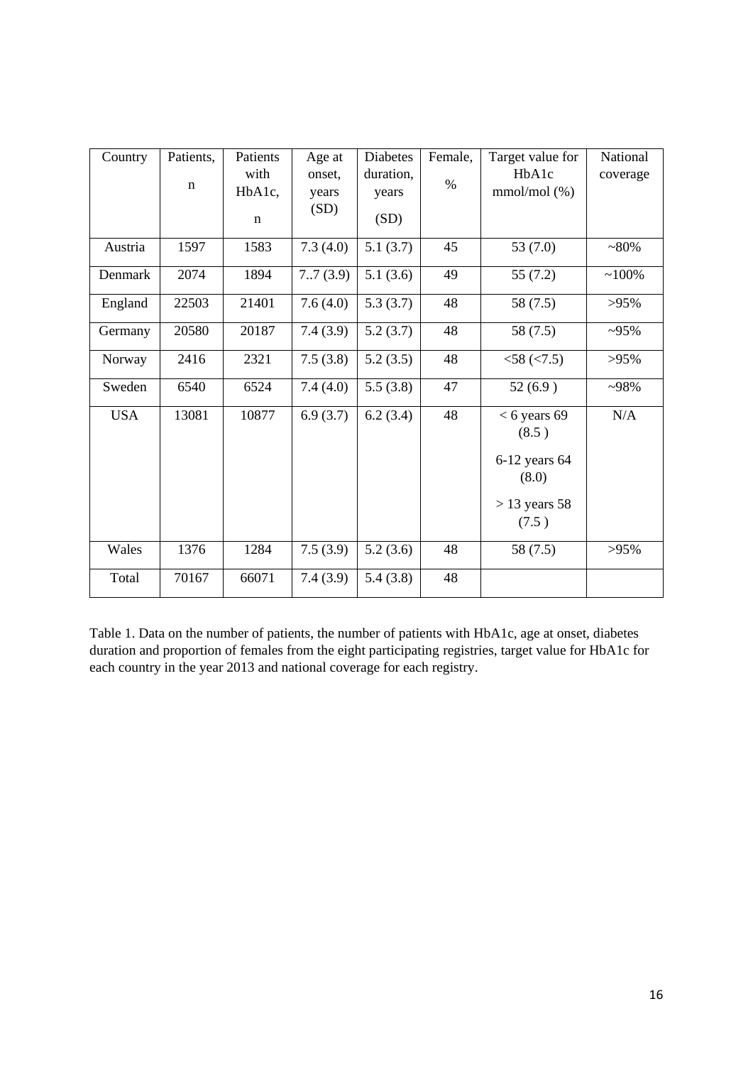| Country | Patients, n | Patients with HbA1c, n | Age at onset, years (SD) | Diabetes duration, years (SD) | Female, % | Target value for HbA1c mmol/mol (%) | National coverage |
|---|---|---|---|---|---|---|---|
| Austria | 1597 | 1583 | 7.3 (4.0) | 5.1 (3.7) | 45 | 53 (7.0) | ~80% |
| Denmark | 2074 | 1894 | 7..7 (3.9) | 5.1 (3.6) | 49 | 55 (7.2) | ~100% |
| England | 22503 | 21401 | 7.6 (4.0) | 5.3 (3.7) | 48 | 58 (7.5) | >95% |
| Germany | 20580 | 20187 | 7.4 (3.9) | 5.2 (3.7) | 48 | 58 (7.5) | ~95% |
| Norway | 2416 | 2321 | 7.5 (3.8) | 5.2 (3.5) | 48 | <58 (<7.5) | >95% |
| Sweden | 6540 | 6524 | 7.4 (4.0) | 5.5 (3.8) | 47 | 52 (6.9 ) | ~98% |
| USA | 13081 | 10877 | 6.9 (3.7) | 6.2 (3.4) | 48 | < 6 years 69 (8.5 )<br>6-12 years 64 (8.0)<br>> 13 years 58 (7.5 ) | N/A |
| Wales | 1376 | 1284 | 7.5 (3.9) | 5.2 (3.6) | 48 | 58 (7.5) | >95% |
| Total | 70167 | 66071 | 7.4 (3.9) | 5.4 (3.8) | 48 | | |

Table 1. Data on the number of patients, the number of patients with HbA1c, age at onset, diabetes duration and proportion of females from the eight participating registries, target value for HbA1c for each country in the year 2013 and national coverage for each registry.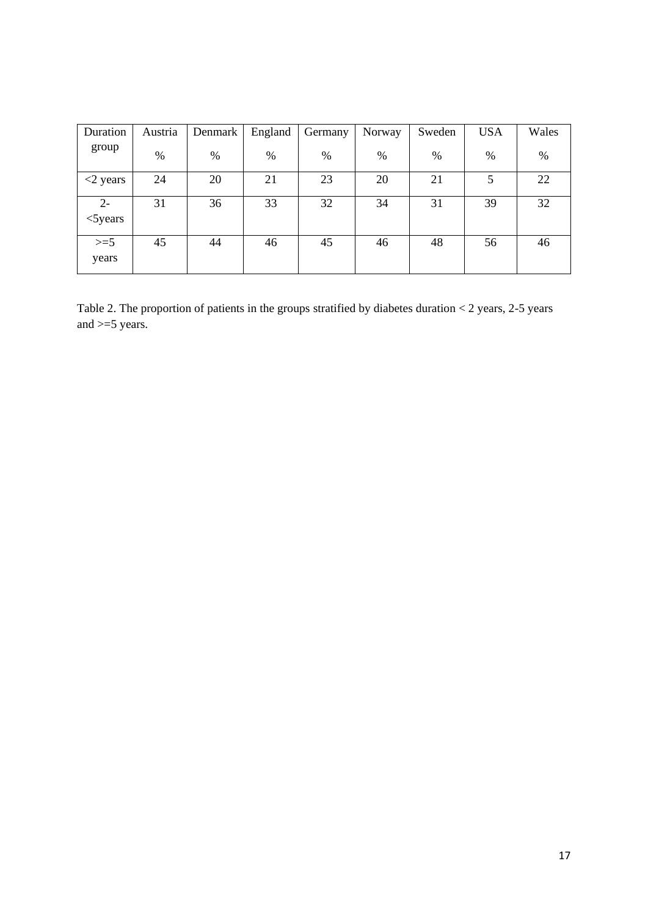| Duration group | Austria % | Denmark % | England % | Germany % | Norway % | Sweden % | USA % | Wales % |
|---|---|---|---|---|---|---|---|---|
| <2 years | 24 | 20 | 21 | 23 | 20 | 21 | 5 | 22 |
| 2-<5years | 31 | 36 | 33 | 32 | 34 | 31 | 39 | 32 |
| >=5 years | 45 | 44 | 46 | 45 | 46 | 48 | 56 | 46 |

Table 2. The proportion of patients in the groups stratified by diabetes duration < 2 years, 2-5 years and >=5 years.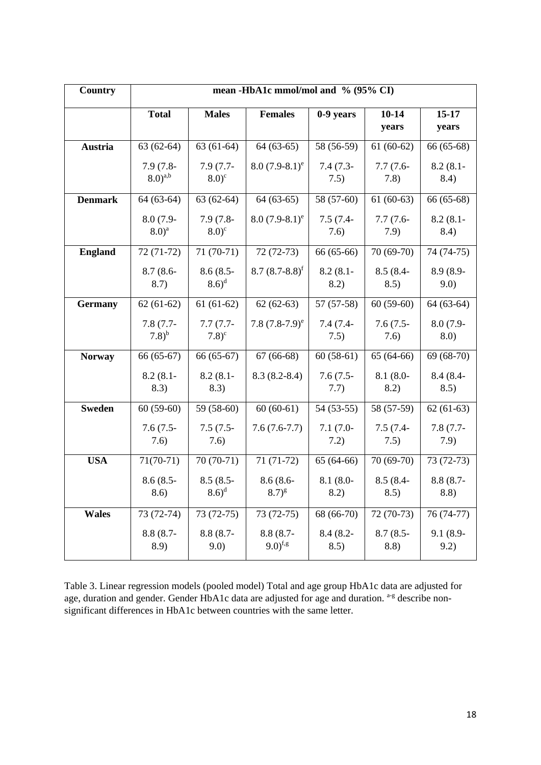| Country | mean -HbA1c mmol/mol and % (95% CI) | | | | | |
|---|---|---|---|---|---|---|
| | **Total** | **Males** | **Females** | **0-9 years** | **10-14 years** | **15-17 years** |
| **Austria** | 63 (62-64) | 63 (61-64) | 64 (63-65) | 58 (56-59) | 61 (60-62) | 66 (65-68) |
| | 7.9 (7.8-8.0)[a,b] | 7.9 (7.7-8.0)[c] | 8.0 (7.9-8.1)[e] | 7.4 (7.3-7.5) | 7.7 (7.6-7.8) | 8.2 (8.1-8.4) |
| **Denmark** | 64 (63-64) | 63 (62-64) | 64 (63-65) | 58 (57-60) | 61 (60-63) | 66 (65-68) |
| | 8.0 (7.9-8.0)[a] | 7.9 (7.8-8.0)[c] | 8.0 (7.9-8.1)[e] | 7.5 (7.4-7.6) | 7.7 (7.6-7.9) | 8.2 (8.1-8.4) |
| **England** | 72 (71-72) | 71 (70-71) | 72 (72-73) | 66 (65-66) | 70 (69-70) | 74 (74-75) |
| | 8.7 (8.6-8.7) | 8.6 (8.5-8.6)[d] | 8.7 (8.7-8.8)[f] | 8.2 (8.1-8.2) | 8.5 (8.4-8.5) | 8.9 (8.9-9.0) |
| **Germany** | 62 (61-62) | 61 (61-62) | 62 (62-63) | 57 (57-58) | 60 (59-60) | 64 (63-64) |
| | 7.8 (7.7-7.8)[b] | 7.7 (7.7-7.8)[c] | 7.8 (7.8-7.9)[e] | 7.4 (7.4-7.5) | 7.6 (7.5-7.6) | 8.0 (7.9-8.0) |
| **Norway** | 66 (65-67) | 66 (65-67) | 67 (66-68) | 60 (58-61) | 65 (64-66) | 69 (68-70) |
| | 8.2 (8.1-8.3) | 8.2 (8.1-8.3) | 8.3 (8.2-8.4) | 7.6 (7.5-7.7) | 8.1 (8.0-8.2) | 8.4 (8.4-8.5) |
| **Sweden** | 60 (59-60) | 59 (58-60) | 60 (60-61) | 54 (53-55) | 58 (57-59) | 62 (61-63) |
| | 7.6 (7.5-7.6) | 7.5 (7.5-7.6) | 7.6 (7.6-7.7) | 7.1 (7.0-7.2) | 7.5 (7.4-7.5) | 7.8 (7.7-7.9) |
| **USA** | 71(70-71) | 70 (70-71) | 71 (71-72) | 65 (64-66) | 70 (69-70) | 73 (72-73) |
| | 8.6 (8.5-8.6) | 8.5 (8.5-8.6)[d] | 8.6 (8.6-8.7)[g] | 8.1 (8.0-8.2) | 8.5 (8.4-8.5) | 8.8 (8.7-8.8) |
| **Wales** | 73 (72-74) | 73 (72-75) | 73 (72-75) | 68 (66-70) | 72 (70-73) | 76 (74-77) |
| | 8.8 (8.7-8.9) | 8.8 (8.7-9.0) | 8.8 (8.7-9.0)[f,g] | 8.4 (8.2-8.5) | 8.7 (8.5-8.8) | 9.1 (8.9-9.2) |

Table 3. Linear regression models (pooled model) Total and age group HbA1c data are adjusted for age, duration and gender. Gender HbA1c data are adjusted for age and duration. [a-g] describe non-significant differences in HbA1c between countries with the same letter.